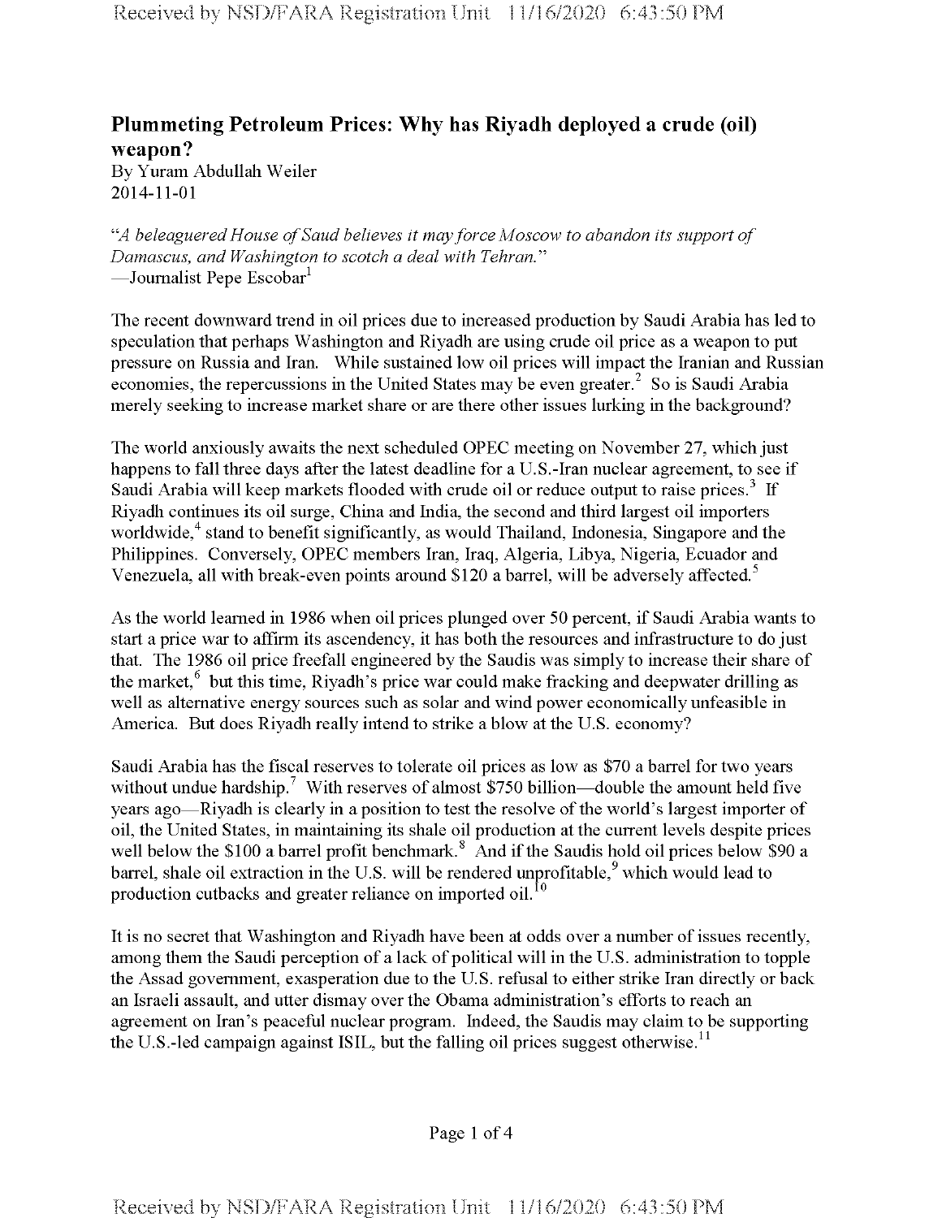# Plummeting Petroleum Prices: Why has Riyadh deployed a crude (oil) weapon?

By Yuram Abdullah Weiler
2014-11-01

*"A beleaguered House of Saud believes it may force Moscow to abandon its support of Damascus, and Washington to scotch a deal with Tehran."*
—Journalist Pepe Escobar[1]

The recent downward trend in oil prices due to increased production by Saudi Arabia has led to speculation that perhaps Washington and Riyadh are using crude oil price as a weapon to put pressure on Russia and Iran. While sustained low oil prices will impact the Iranian and Russian economies, the repercussions in the United States may be even greater.[2] So is Saudi Arabia merely seeking to increase market share or are there other issues lurking in the background?

The world anxiously awaits the next scheduled OPEC meeting on November 27, which just happens to fall three days after the latest deadline for a U.S.-Iran nuclear agreement, to see if Saudi Arabia will keep markets flooded with crude oil or reduce output to raise prices.[3] If Riyadh continues its oil surge, China and India, the second and third largest oil importers worldwide,[4] stand to benefit significantly, as would Thailand, Indonesia, Singapore and the Philippines. Conversely, OPEC members Iran, Iraq, Algeria, Libya, Nigeria, Ecuador and Venezuela, all with break-even points around $120 a barrel, will be adversely affected.[5]

As the world learned in 1986 when oil prices plunged over 50 percent, if Saudi Arabia wants to start a price war to affirm its ascendency, it has both the resources and infrastructure to do just that. The 1986 oil price freefall engineered by the Saudis was simply to increase their share of the market,[6] but this time, Riyadh's price war could make fracking and deepwater drilling as well as alternative energy sources such as solar and wind power economically unfeasible in America. But does Riyadh really intend to strike a blow at the U.S. economy?

Saudi Arabia has the fiscal reserves to tolerate oil prices as low as $70 a barrel for two years without undue hardship.[7] With reserves of almost $750 billion—double the amount held five years ago—Riyadh is clearly in a position to test the resolve of the world's largest importer of oil, the United States, in maintaining its shale oil production at the current levels despite prices well below the $100 a barrel profit benchmark.[8] And if the Saudis hold oil prices below $90 a barrel, shale oil extraction in the U.S. will be rendered unprofitable,[9] which would lead to production cutbacks and greater reliance on imported oil.[10]

It is no secret that Washington and Riyadh have been at odds over a number of issues recently, among them the Saudi perception of a lack of political will in the U.S. administration to topple the Assad government, exasperation due to the U.S. refusal to either strike Iran directly or back an Israeli assault, and utter dismay over the Obama administration's efforts to reach an agreement on Iran's peaceful nuclear program. Indeed, the Saudis may claim to be supporting the U.S.-led campaign against ISIL, but the falling oil prices suggest otherwise.[11]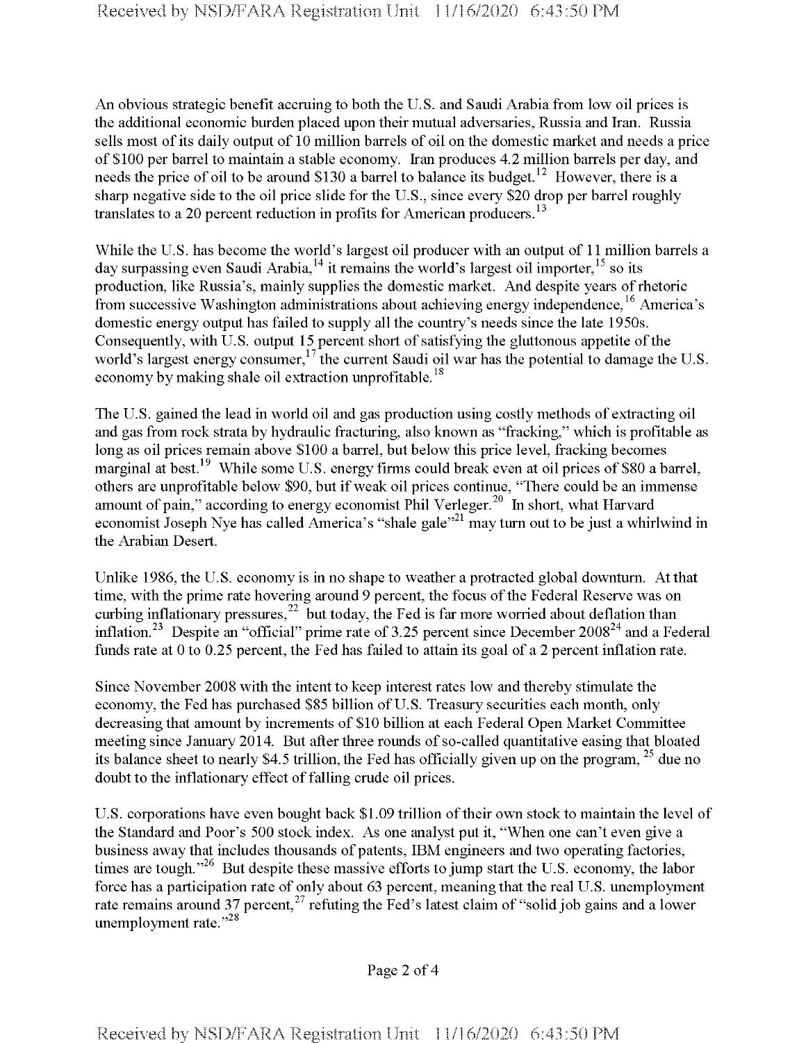An obvious strategic benefit accruing to both the U.S. and Saudi Arabia from low oil prices is the additional economic burden placed upon their mutual adversaries, Russia and Iran. Russia sells most of its daily output of 10 million barrels of oil on the domestic market and needs a price of $100 per barrel to maintain a stable economy. Iran produces 4.2 million barrels per day, and needs the price of oil to be around $130 a barrel to balance its budget.[12] However, there is a sharp negative side to the oil price slide for the U.S., since every $20 drop per barrel roughly translates to a 20 percent reduction in profits for American producers.[13]

While the U.S. has become the world's largest oil producer with an output of 11 million barrels a day surpassing even Saudi Arabia,[14] it remains the world's largest oil importer,[15] so its production, like Russia's, mainly supplies the domestic market. And despite years of rhetoric from successive Washington administrations about achieving energy independence,[16] America's domestic energy output has failed to supply all the country's needs since the late 1950s. Consequently, with U.S. output 15 percent short of satisfying the gluttonous appetite of the world's largest energy consumer,[17] the current Saudi oil war has the potential to damage the U.S. economy by making shale oil extraction unprofitable.[18]

The U.S. gained the lead in world oil and gas production using costly methods of extracting oil and gas from rock strata by hydraulic fracturing, also known as "fracking," which is profitable as long as oil prices remain above $100 a barrel, but below this price level, fracking becomes marginal at best.[19] While some U.S. energy firms could break even at oil prices of $80 a barrel, others are unprofitable below $90, but if weak oil prices continue, "There could be an immense amount of pain," according to energy economist Phil Verleger.[20] In short, what Harvard economist Joseph Nye has called America's "shale gale"[21] may turn out to be just a whirlwind in the Arabian Desert.

Unlike 1986, the U.S. economy is in no shape to weather a protracted global downturn. At that time, with the prime rate hovering around 9 percent, the focus of the Federal Reserve was on curbing inflationary pressures,[22] but today, the Fed is far more worried about deflation than inflation.[23] Despite an "official" prime rate of 3.25 percent since December 2008[24] and a Federal funds rate at 0 to 0.25 percent, the Fed has failed to attain its goal of a 2 percent inflation rate.

Since November 2008 with the intent to keep interest rates low and thereby stimulate the economy, the Fed has purchased $85 billion of U.S. Treasury securities each month, only decreasing that amount by increments of $10 billion at each Federal Open Market Committee meeting since January 2014. But after three rounds of so-called quantitative easing that bloated its balance sheet to nearly $4.5 trillion, the Fed has officially given up on the program,[25] due no doubt to the inflationary effect of falling crude oil prices.

U.S. corporations have even bought back $1.09 trillion of their own stock to maintain the level of the Standard and Poor's 500 stock index. As one analyst put it, "When one can't even give a business away that includes thousands of patents, IBM engineers and two operating factories, times are tough."[26] But despite these massive efforts to jump start the U.S. economy, the labor force has a participation rate of only about 63 percent, meaning that the real U.S. unemployment rate remains around 37 percent,[27] refuting the Fed's latest claim of "solid job gains and a lower unemployment rate."[28]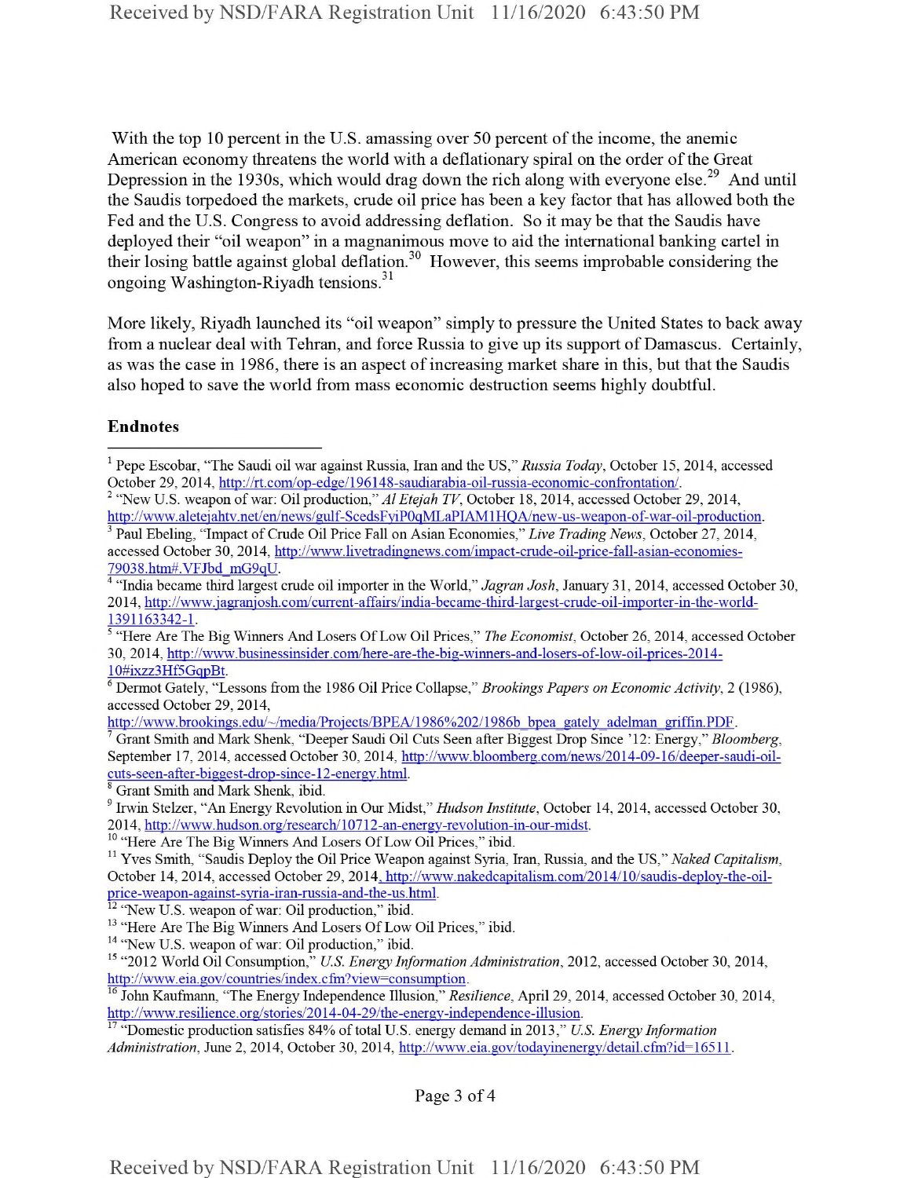With the top 10 percent in the U.S. amassing over 50 percent of the income, the anemic American economy threatens the world with a deflationary spiral on the order of the Great Depression in the 1930s, which would drag down the rich along with everyone else.[29] And until the Saudis torpedoed the markets, crude oil price has been a key factor that has allowed both the Fed and the U.S. Congress to avoid addressing deflation. So it may be that the Saudis have deployed their "oil weapon" in a magnanimous move to aid the international banking cartel in their losing battle against global deflation.[30] However, this seems improbable considering the ongoing Washington-Riyadh tensions.[31]

More likely, Riyadh launched its "oil weapon" simply to pressure the United States to back away from a nuclear deal with Tehran, and force Russia to give up its support of Damascus. Certainly, as was the case in 1986, there is an aspect of increasing market share in this, but that the Saudis also hoped to save the world from mass economic destruction seems highly doubtful.

**Endnotes**

[1] Pepe Escobar, "The Saudi oil war against Russia, Iran and the US," *Russia Today*, October 15, 2014, accessed October 29, 2014, http://rt.com/op-edge/196148-saudiarabia-oil-russia-economic-confrontation/.

[2] "New U.S. weapon of war: Oil production," *Al Etejah TV*, October 18, 2014, accessed October 29, 2014, http://www.aletejahtv.net/en/news/gulf-ScedsFyiP0qMLaPIAM1HQA/new-us-weapon-of-war-oil-production.

[3] Paul Ebeling, "Impact of Crude Oil Price Fall on Asian Economies," *Live Trading News*, October 27, 2014, accessed October 30, 2014, http://www.livetradingnews.com/impact-crude-oil-price-fall-asian-economies-79038.htm#.VFJbd_mG9qU.

[4] "India became third largest crude oil importer in the World," *Jagran Josh*, January 31, 2014, accessed October 30, 2014, http://www.jagranjosh.com/current-affairs/india-became-third-largest-crude-oil-importer-in-the-world-1391163342-1.

[5] "Here Are The Big Winners And Losers Of Low Oil Prices," *The Economist*, October 26, 2014, accessed October 30, 2014, http://www.businessinsider.com/here-are-the-big-winners-and-losers-of-low-oil-prices-2014-10#ixzz3Hf5GqpBt.

[6] Dermot Gately, "Lessons from the 1986 Oil Price Collapse," *Brookings Papers on Economic Activity*, 2 (1986), accessed October 29, 2014, http://www.brookings.edu/~/media/Projects/BPEA/1986%202/1986b_bpea_gately_adelman_griffin.PDF.

[7] Grant Smith and Mark Shenk, "Deeper Saudi Oil Cuts Seen after Biggest Drop Since '12: Energy," *Bloomberg*, September 17, 2014, accessed October 30, 2014, http://www.bloomberg.com/news/2014-09-16/deeper-saudi-oil-cuts-seen-after-biggest-drop-since-12-energy.html.

[8] Grant Smith and Mark Shenk, ibid.

[9] Irwin Stelzer, "An Energy Revolution in Our Midst," *Hudson Institute*, October 14, 2014, accessed October 30, 2014, http://www.hudson.org/research/10712-an-energy-revolution-in-our-midst.

[10] "Here Are The Big Winners And Losers Of Low Oil Prices," ibid.

[11] Yves Smith, "Saudis Deploy the Oil Price Weapon against Syria, Iran, Russia, and the US," *Naked Capitalism*, October 14, 2014, accessed October 29, 2014, http://www.nakedcapitalism.com/2014/10/saudis-deploy-the-oil-price-weapon-against-syria-iran-russia-and-the-us.html.

[12] "New U.S. weapon of war: Oil production," ibid.

[13] "Here Are The Big Winners And Losers Of Low Oil Prices," ibid.

[14] "New U.S. weapon of war: Oil production," ibid.

[15] "2012 World Oil Consumption," *U.S. Energy Information Administration*, 2012, accessed October 30, 2014, http://www.eia.gov/countries/index.cfm?view=consumption.

[16] John Kaufmann, "The Energy Independence Illusion," *Resilience*, April 29, 2014, accessed October 30, 2014, http://www.resilience.org/stories/2014-04-29/the-energy-independence-illusion.

[17] "Domestic production satisfies 84% of total U.S. energy demand in 2013," *U.S. Energy Information Administration*, June 2, 2014, October 30, 2014, http://www.eia.gov/todayinenergy/detail.cfm?id=16511.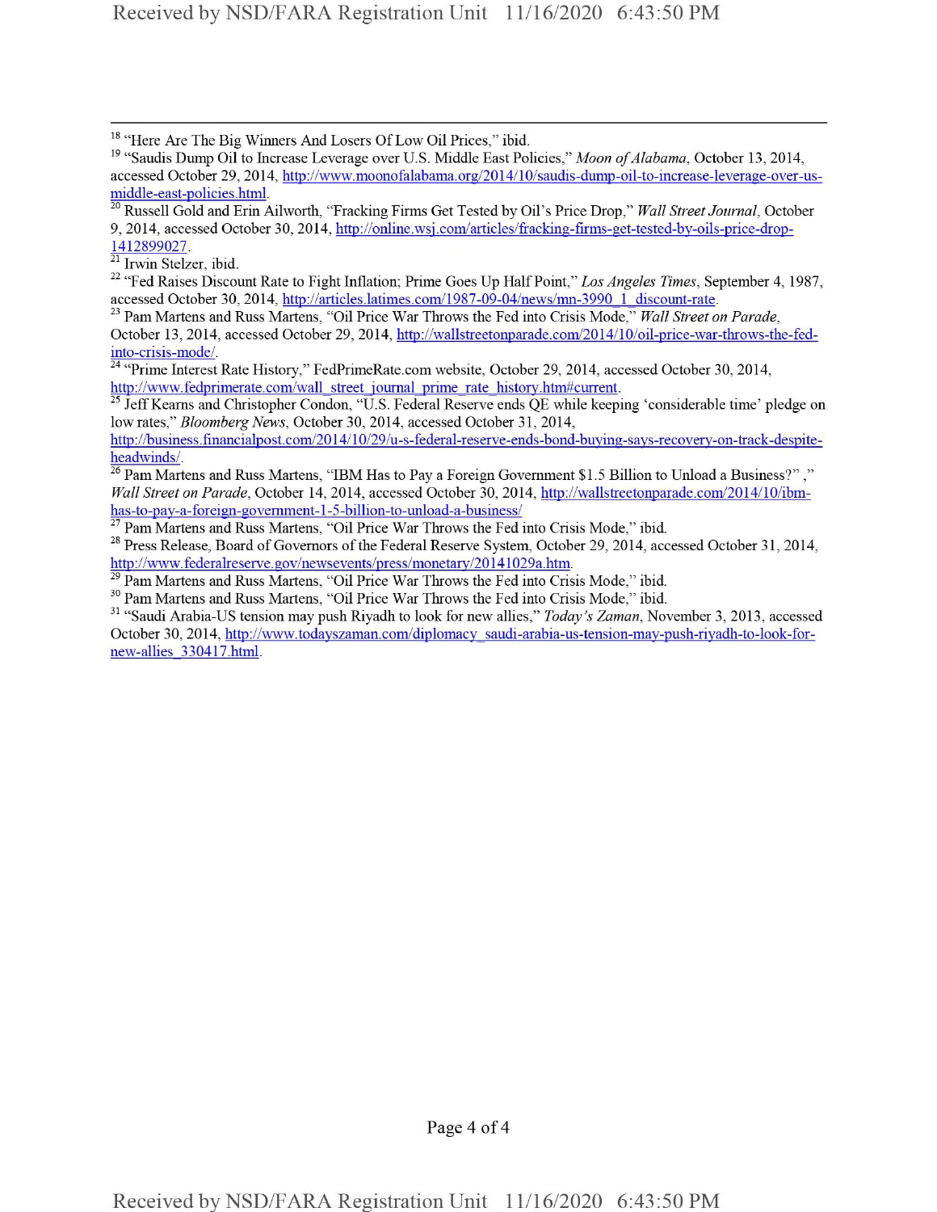[18] "Here Are The Big Winners And Losers Of Low Oil Prices," ibid.

[19] "Saudis Dump Oil to Increase Leverage over U.S. Middle East Policies," *Moon of Alabama*, October 13, 2014, accessed October 29, 2014, http://www.moonofalabama.org/2014/10/saudis-dump-oil-to-increase-leverage-over-us-middle-east-policies.html.

[20] Russell Gold and Erin Ailworth, "Fracking Firms Get Tested by Oil's Price Drop," *Wall Street Journal*, October 9, 2014, accessed October 30, 2014, http://online.wsj.com/articles/fracking-firms-get-tested-by-oils-price-drop-1412899027.

[21] Irwin Stelzer, ibid.

[22] "Fed Raises Discount Rate to Fight Inflation; Prime Goes Up Half Point," *Los Angeles Times*, September 4, 1987, accessed October 30, 2014, http://articles.latimes.com/1987-09-04/news/mn-3990_1_discount-rate.

[23] Pam Martens and Russ Martens, "Oil Price War Throws the Fed into Crisis Mode," *Wall Street on Parade*, October 13, 2014, accessed October 29, 2014, http://wallstreetonparade.com/2014/10/oil-price-war-throws-the-fed-into-crisis-mode/.

[24] "Prime Interest Rate History," FedPrimeRate.com website, October 29, 2014, accessed October 30, 2014, http://www.fedprimerate.com/wall_street_journal_prime_rate_history.htm#current.

[25] Jeff Kearns and Christopher Condon, "U.S. Federal Reserve ends QE while keeping 'considerable time' pledge on low rates," *Bloomberg News*, October 30, 2014, accessed October 31, 2014, http://business.financialpost.com/2014/10/29/u-s-federal-reserve-ends-bond-buying-says-recovery-on-track-despite-headwinds/.

[26] Pam Martens and Russ Martens, "IBM Has to Pay a Foreign Government $1.5 Billion to Unload a Business?" ," *Wall Street on Parade*, October 14, 2014, accessed October 30, 2014, http://wallstreetonparade.com/2014/10/ibm-has-to-pay-a-foreign-government-1-5-billion-to-unload-a-business/

[27] Pam Martens and Russ Martens, "Oil Price War Throws the Fed into Crisis Mode," ibid.

[28] Press Release, Board of Governors of the Federal Reserve System, October 29, 2014, accessed October 31, 2014, http://www.federalreserve.gov/newsevents/press/monetary/20141029a.htm.

[29] Pam Martens and Russ Martens, "Oil Price War Throws the Fed into Crisis Mode," ibid.

[30] Pam Martens and Russ Martens, "Oil Price War Throws the Fed into Crisis Mode," ibid.

[31] "Saudi Arabia-US tension may push Riyadh to look for new allies," *Today's Zaman*, November 3, 2013, accessed October 30, 2014, http://www.todayszaman.com/diplomacy_saudi-arabia-us-tension-may-push-riyadh-to-look-for-new-allies_330417.html.